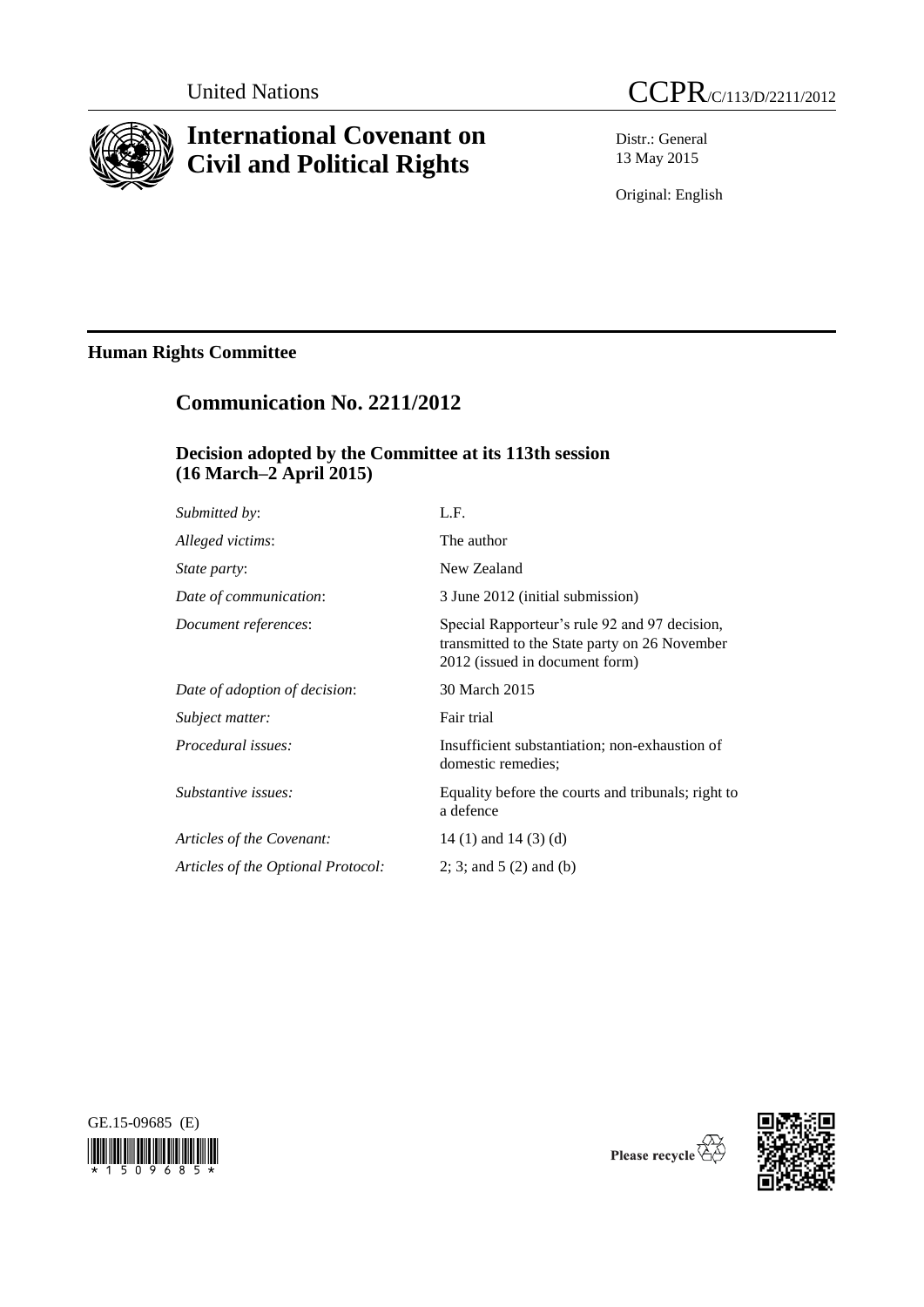United Nations

CCPR/C/113/D/2211/2012

# International Covenant on Civil and Political Rights

Distr.: General
13 May 2015

Original: English

## Human Rights Committee

## Communication No. 2211/2012

### Decision adopted by the Committee at its 113th session (16 March–2 April 2015)

| | |
|---|---|
| *Submitted by*: | L.F. |
| *Alleged victims*: | The author |
| *State party*: | New Zealand |
| *Date of communication*: | 3 June 2012 (initial submission) |
| *Document references*: | Special Rapporteur's rule 92 and 97 decision, transmitted to the State party on 26 November 2012 (issued in document form) |
| *Date of adoption of decision*: | 30 March 2015 |
| *Subject matter:* | Fair trial |
| *Procedural issues:* | Insufficient substantiation; non-exhaustion of domestic remedies; |
| *Substantive issues:* | Equality before the courts and tribunals; right to a defence |
| *Articles of the Covenant:* | 14 (1) and 14 (3) (d) |
| *Articles of the Optional Protocol:* | 2; 3; and 5 (2) and (b) |

GE.15-09685 (E)

Please recycle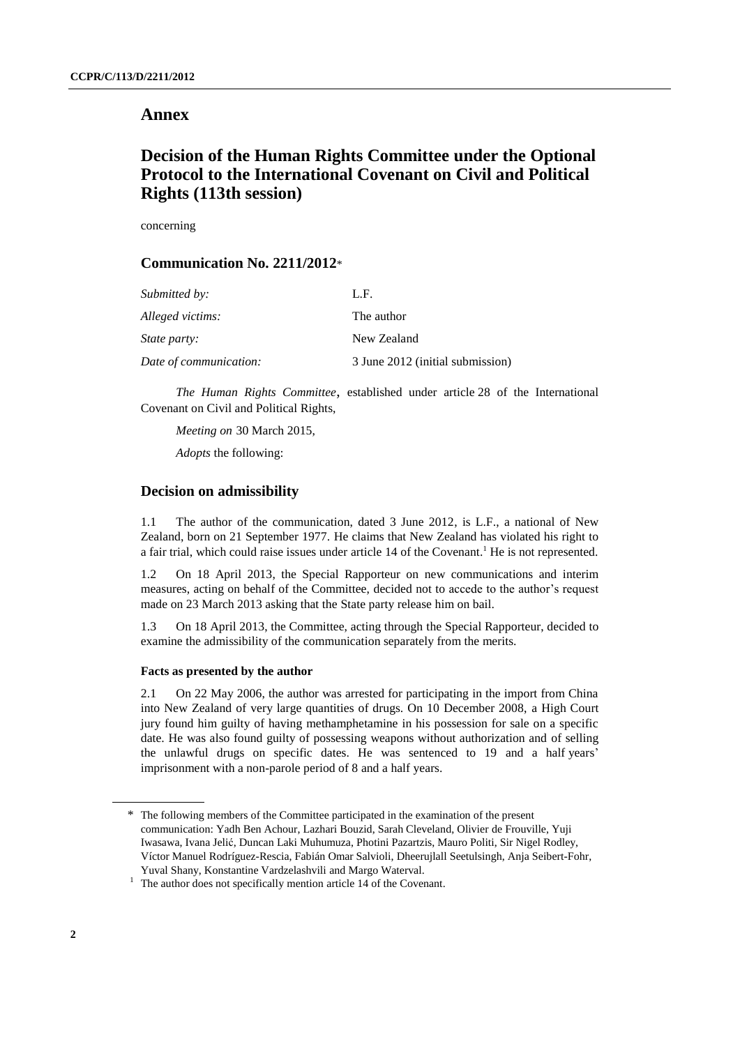# Annex

## Decision of the Human Rights Committee under the Optional Protocol to the International Covenant on Civil and Political Rights (113th session)

concerning

### Communication No. 2211/2012*

| | |
|---|---|
| *Submitted by:* | L.F. |
| *Alleged victims:* | The author |
| *State party:* | New Zealand |
| *Date of communication:* | 3 June 2012 (initial submission) |

*The Human Rights Committee*, established under article 28 of the International Covenant on Civil and Political Rights,

*Meeting on* 30 March 2015,

*Adopts* the following:

### Decision on admissibility

1.1 The author of the communication, dated 3 June 2012, is L.F., a national of New Zealand, born on 21 September 1977. He claims that New Zealand has violated his right to a fair trial, which could raise issues under article 14 of the Covenant.[1] He is not represented.

1.2 On 18 April 2013, the Special Rapporteur on new communications and interim measures, acting on behalf of the Committee, decided not to accede to the author's request made on 23 March 2013 asking that the State party release him on bail.

1.3 On 18 April 2013, the Committee, acting through the Special Rapporteur, decided to examine the admissibility of the communication separately from the merits.

#### Facts as presented by the author

2.1 On 22 May 2006, the author was arrested for participating in the import from China into New Zealand of very large quantities of drugs. On 10 December 2008, a High Court jury found him guilty of having methamphetamine in his possession for sale on a specific date. He was also found guilty of possessing weapons without authorization and of selling the unlawful drugs on specific dates. He was sentenced to 19 and a half years' imprisonment with a non-parole period of 8 and a half years.

---

* The following members of the Committee participated in the examination of the present communication: Yadh Ben Achour, Lazhari Bouzid, Sarah Cleveland, Olivier de Frouville, Yuji Iwasawa, Ivana Jelić, Duncan Laki Muhumuza, Photini Pazartzis, Mauro Politi, Sir Nigel Rodley, Víctor Manuel Rodríguez-Rescia, Fabián Omar Salvioli, Dheerujlall Seetulsingh, Anja Seibert-Fohr, Yuval Shany, Konstantine Vardzelashvili and Margo Waterval.

[1] The author does not specifically mention article 14 of the Covenant.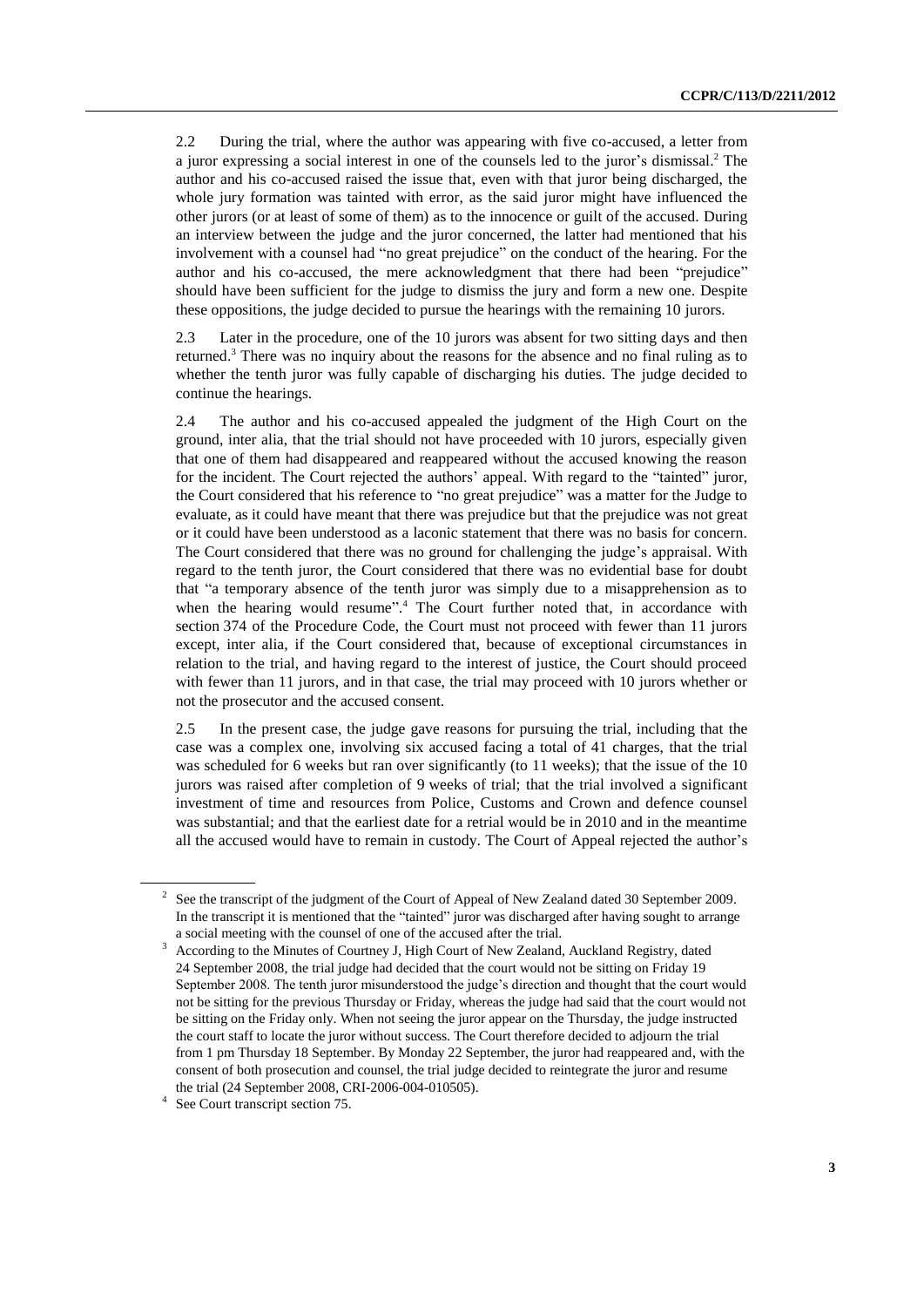2.2 During the trial, where the author was appearing with five co-accused, a letter from a juror expressing a social interest in one of the counsels led to the juror's dismissal.[2] The author and his co-accused raised the issue that, even with that juror being discharged, the whole jury formation was tainted with error, as the said juror might have influenced the other jurors (or at least of some of them) as to the innocence or guilt of the accused. During an interview between the judge and the juror concerned, the latter had mentioned that his involvement with a counsel had "no great prejudice" on the conduct of the hearing. For the author and his co-accused, the mere acknowledgment that there had been "prejudice" should have been sufficient for the judge to dismiss the jury and form a new one. Despite these oppositions, the judge decided to pursue the hearings with the remaining 10 jurors.

2.3 Later in the procedure, one of the 10 jurors was absent for two sitting days and then returned.[3] There was no inquiry about the reasons for the absence and no final ruling as to whether the tenth juror was fully capable of discharging his duties. The judge decided to continue the hearings.

2.4 The author and his co-accused appealed the judgment of the High Court on the ground, inter alia, that the trial should not have proceeded with 10 jurors, especially given that one of them had disappeared and reappeared without the accused knowing the reason for the incident. The Court rejected the authors' appeal. With regard to the "tainted" juror, the Court considered that his reference to "no great prejudice" was a matter for the Judge to evaluate, as it could have meant that there was prejudice but that the prejudice was not great or it could have been understood as a laconic statement that there was no basis for concern. The Court considered that there was no ground for challenging the judge's appraisal. With regard to the tenth juror, the Court considered that there was no evidential base for doubt that "a temporary absence of the tenth juror was simply due to a misapprehension as to when the hearing would resume".[4] The Court further noted that, in accordance with section 374 of the Procedure Code, the Court must not proceed with fewer than 11 jurors except, inter alia, if the Court considered that, because of exceptional circumstances in relation to the trial, and having regard to the interest of justice, the Court should proceed with fewer than 11 jurors, and in that case, the trial may proceed with 10 jurors whether or not the prosecutor and the accused consent.

2.5 In the present case, the judge gave reasons for pursuing the trial, including that the case was a complex one, involving six accused facing a total of 41 charges, that the trial was scheduled for 6 weeks but ran over significantly (to 11 weeks); that the issue of the 10 jurors was raised after completion of 9 weeks of trial; that the trial involved a significant investment of time and resources from Police, Customs and Crown and defence counsel was substantial; and that the earliest date for a retrial would be in 2010 and in the meantime all the accused would have to remain in custody. The Court of Appeal rejected the author's

---

[2] See the transcript of the judgment of the Court of Appeal of New Zealand dated 30 September 2009. In the transcript it is mentioned that the "tainted" juror was discharged after having sought to arrange a social meeting with the counsel of one of the accused after the trial.

[3] According to the Minutes of Courtney J, High Court of New Zealand, Auckland Registry, dated 24 September 2008, the trial judge had decided that the court would not be sitting on Friday 19 September 2008. The tenth juror misunderstood the judge's direction and thought that the court would not be sitting for the previous Thursday or Friday, whereas the judge had said that the court would not be sitting on the Friday only. When not seeing the juror appear on the Thursday, the judge instructed the court staff to locate the juror without success. The Court therefore decided to adjourn the trial from 1 pm Thursday 18 September. By Monday 22 September, the juror had reappeared and, with the consent of both prosecution and counsel, the trial judge decided to reintegrate the juror and resume the trial (24 September 2008, CRI-2006-004-010505).

[4] See Court transcript section 75.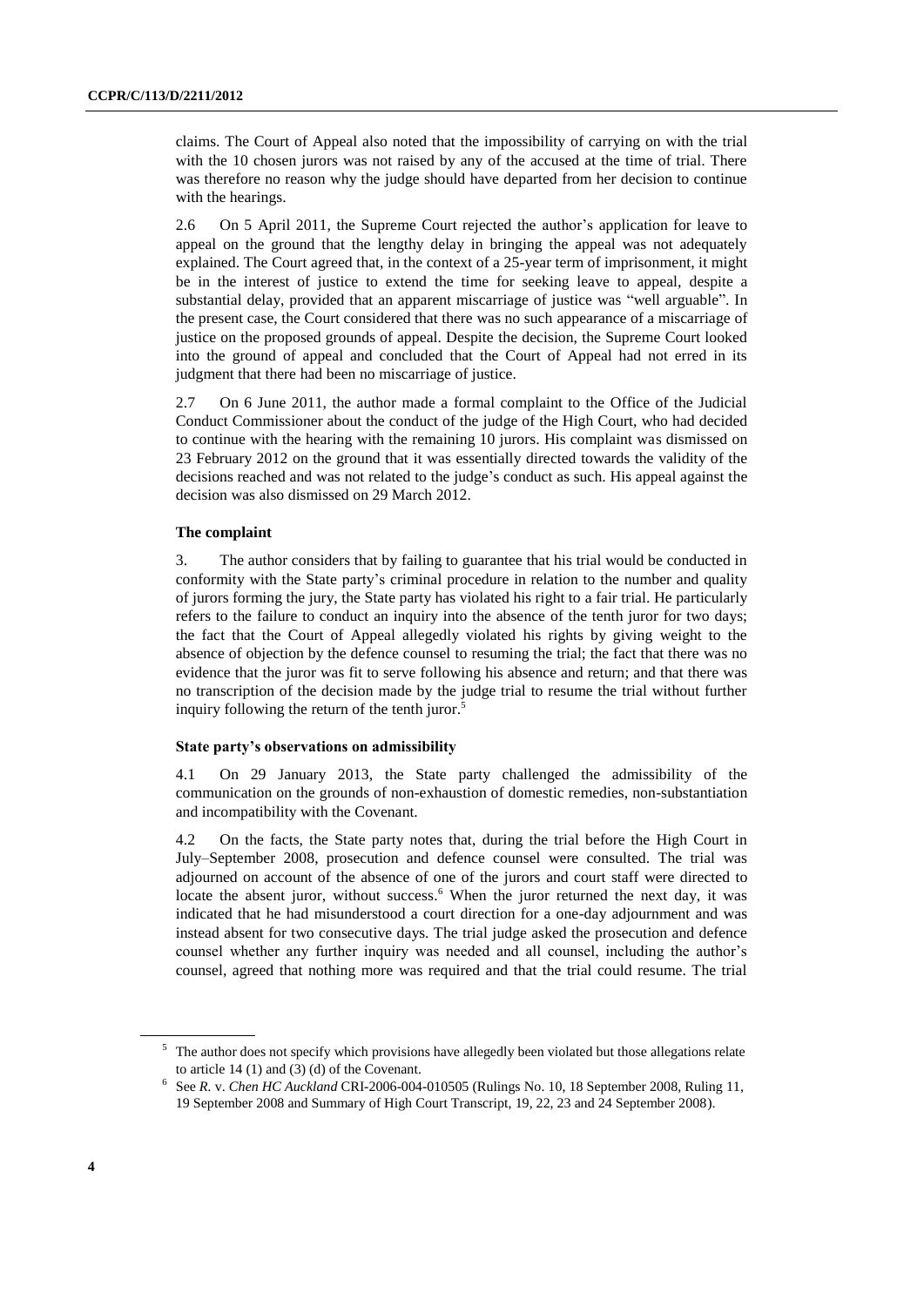claims. The Court of Appeal also noted that the impossibility of carrying on with the trial with the 10 chosen jurors was not raised by any of the accused at the time of trial. There was therefore no reason why the judge should have departed from her decision to continue with the hearings.

2.6 On 5 April 2011, the Supreme Court rejected the author's application for leave to appeal on the ground that the lengthy delay in bringing the appeal was not adequately explained. The Court agreed that, in the context of a 25-year term of imprisonment, it might be in the interest of justice to extend the time for seeking leave to appeal, despite a substantial delay, provided that an apparent miscarriage of justice was "well arguable". In the present case, the Court considered that there was no such appearance of a miscarriage of justice on the proposed grounds of appeal. Despite the decision, the Supreme Court looked into the ground of appeal and concluded that the Court of Appeal had not erred in its judgment that there had been no miscarriage of justice.

2.7 On 6 June 2011, the author made a formal complaint to the Office of the Judicial Conduct Commissioner about the conduct of the judge of the High Court, who had decided to continue with the hearing with the remaining 10 jurors. His complaint was dismissed on 23 February 2012 on the ground that it was essentially directed towards the validity of the decisions reached and was not related to the judge's conduct as such. His appeal against the decision was also dismissed on 29 March 2012.

### The complaint

3. The author considers that by failing to guarantee that his trial would be conducted in conformity with the State party's criminal procedure in relation to the number and quality of jurors forming the jury, the State party has violated his right to a fair trial. He particularly refers to the failure to conduct an inquiry into the absence of the tenth juror for two days; the fact that the Court of Appeal allegedly violated his rights by giving weight to the absence of objection by the defence counsel to resuming the trial; the fact that there was no evidence that the juror was fit to serve following his absence and return; and that there was no transcription of the decision made by the judge trial to resume the trial without further inquiry following the return of the tenth juror.[5]

### State party's observations on admissibility

4.1 On 29 January 2013, the State party challenged the admissibility of the communication on the grounds of non-exhaustion of domestic remedies, non-substantiation and incompatibility with the Covenant.

4.2 On the facts, the State party notes that, during the trial before the High Court in July–September 2008, prosecution and defence counsel were consulted. The trial was adjourned on account of the absence of one of the jurors and court staff were directed to locate the absent juror, without success.[6] When the juror returned the next day, it was indicated that he had misunderstood a court direction for a one-day adjournment and was instead absent for two consecutive days. The trial judge asked the prosecution and defence counsel whether any further inquiry was needed and all counsel, including the author's counsel, agreed that nothing more was required and that the trial could resume. The trial

---

[5] The author does not specify which provisions have allegedly been violated but those allegations relate to article 14 (1) and (3) (d) of the Covenant.

[6] See *R.* v. *Chen HC Auckland* CRI-2006-004-010505 (Rulings No. 10, 18 September 2008, Ruling 11, 19 September 2008 and Summary of High Court Transcript, 19, 22, 23 and 24 September 2008).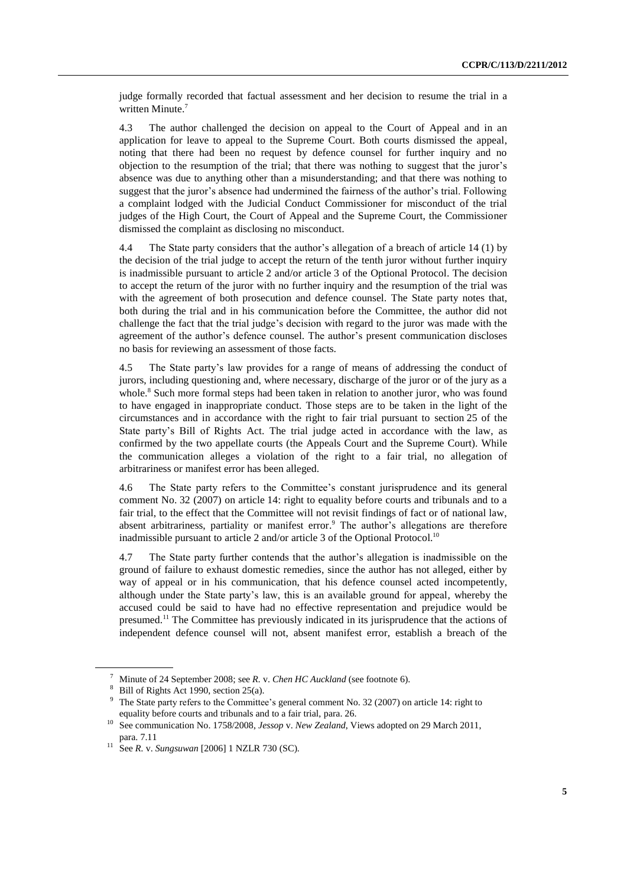judge formally recorded that factual assessment and her decision to resume the trial in a written Minute.[7]

4.3 The author challenged the decision on appeal to the Court of Appeal and in an application for leave to appeal to the Supreme Court. Both courts dismissed the appeal, noting that there had been no request by defence counsel for further inquiry and no objection to the resumption of the trial; that there was nothing to suggest that the juror's absence was due to anything other than a misunderstanding; and that there was nothing to suggest that the juror's absence had undermined the fairness of the author's trial. Following a complaint lodged with the Judicial Conduct Commissioner for misconduct of the trial judges of the High Court, the Court of Appeal and the Supreme Court, the Commissioner dismissed the complaint as disclosing no misconduct.

4.4 The State party considers that the author's allegation of a breach of article 14 (1) by the decision of the trial judge to accept the return of the tenth juror without further inquiry is inadmissible pursuant to article 2 and/or article 3 of the Optional Protocol. The decision to accept the return of the juror with no further inquiry and the resumption of the trial was with the agreement of both prosecution and defence counsel. The State party notes that, both during the trial and in his communication before the Committee, the author did not challenge the fact that the trial judge's decision with regard to the juror was made with the agreement of the author's defence counsel. The author's present communication discloses no basis for reviewing an assessment of those facts.

4.5 The State party's law provides for a range of means of addressing the conduct of jurors, including questioning and, where necessary, discharge of the juror or of the jury as a whole.[8] Such more formal steps had been taken in relation to another juror, who was found to have engaged in inappropriate conduct. Those steps are to be taken in the light of the circumstances and in accordance with the right to fair trial pursuant to section 25 of the State party's Bill of Rights Act. The trial judge acted in accordance with the law, as confirmed by the two appellate courts (the Appeals Court and the Supreme Court). While the communication alleges a violation of the right to a fair trial, no allegation of arbitrariness or manifest error has been alleged.

4.6 The State party refers to the Committee's constant jurisprudence and its general comment No. 32 (2007) on article 14: right to equality before courts and tribunals and to a fair trial, to the effect that the Committee will not revisit findings of fact or of national law, absent arbitrariness, partiality or manifest error.[9] The author's allegations are therefore inadmissible pursuant to article 2 and/or article 3 of the Optional Protocol.[10]

4.7 The State party further contends that the author's allegation is inadmissible on the ground of failure to exhaust domestic remedies, since the author has not alleged, either by way of appeal or in his communication, that his defence counsel acted incompetently, although under the State party's law, this is an available ground for appeal, whereby the accused could be said to have had no effective representation and prejudice would be presumed.[11] The Committee has previously indicated in its jurisprudence that the actions of independent defence counsel will not, absent manifest error, establish a breach of the

---

[7] Minute of 24 September 2008; see *R.* v. *Chen HC Auckland* (see footnote 6).

[8] Bill of Rights Act 1990, section 25(a).

[9] The State party refers to the Committee's general comment No. 32 (2007) on article 14: right to equality before courts and tribunals and to a fair trial, para. 26.

[10] See communication No. 1758/2008, *Jessop* v. *New Zealand*, Views adopted on 29 March 2011, para. 7.11

[11] See *R.* v. *Sungsuwan* [2006] 1 NZLR 730 (SC).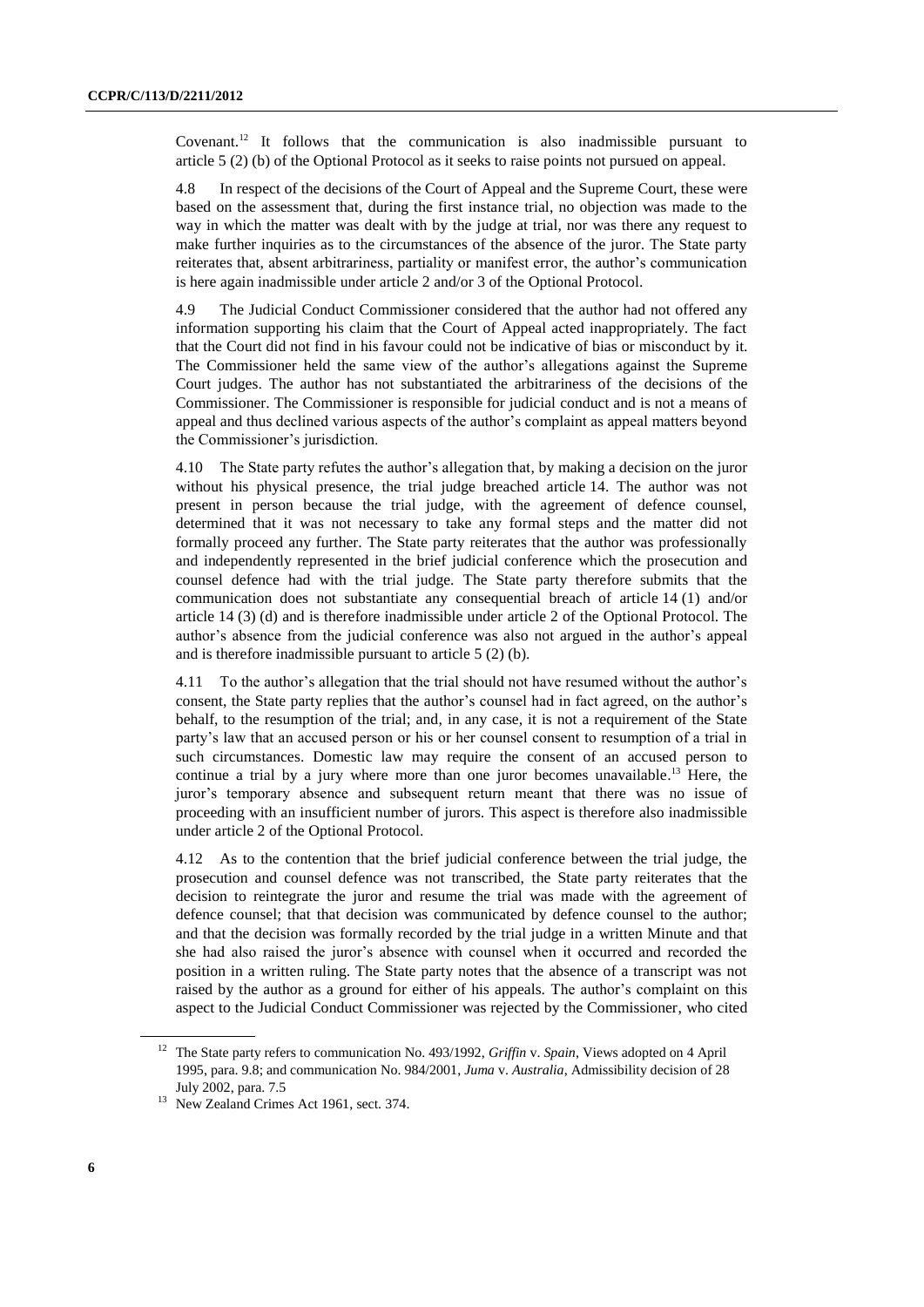Covenant.[12] It follows that the communication is also inadmissible pursuant to article 5 (2) (b) of the Optional Protocol as it seeks to raise points not pursued on appeal.

4.8 In respect of the decisions of the Court of Appeal and the Supreme Court, these were based on the assessment that, during the first instance trial, no objection was made to the way in which the matter was dealt with by the judge at trial, nor was there any request to make further inquiries as to the circumstances of the absence of the juror. The State party reiterates that, absent arbitrariness, partiality or manifest error, the author's communication is here again inadmissible under article 2 and/or 3 of the Optional Protocol.

4.9 The Judicial Conduct Commissioner considered that the author had not offered any information supporting his claim that the Court of Appeal acted inappropriately. The fact that the Court did not find in his favour could not be indicative of bias or misconduct by it. The Commissioner held the same view of the author's allegations against the Supreme Court judges. The author has not substantiated the arbitrariness of the decisions of the Commissioner. The Commissioner is responsible for judicial conduct and is not a means of appeal and thus declined various aspects of the author's complaint as appeal matters beyond the Commissioner's jurisdiction.

4.10 The State party refutes the author's allegation that, by making a decision on the juror without his physical presence, the trial judge breached article 14. The author was not present in person because the trial judge, with the agreement of defence counsel, determined that it was not necessary to take any formal steps and the matter did not formally proceed any further. The State party reiterates that the author was professionally and independently represented in the brief judicial conference which the prosecution and counsel defence had with the trial judge. The State party therefore submits that the communication does not substantiate any consequential breach of article 14 (1) and/or article 14 (3) (d) and is therefore inadmissible under article 2 of the Optional Protocol. The author's absence from the judicial conference was also not argued in the author's appeal and is therefore inadmissible pursuant to article 5 (2) (b).

4.11 To the author's allegation that the trial should not have resumed without the author's consent, the State party replies that the author's counsel had in fact agreed, on the author's behalf, to the resumption of the trial; and, in any case, it is not a requirement of the State party's law that an accused person or his or her counsel consent to resumption of a trial in such circumstances. Domestic law may require the consent of an accused person to continue a trial by a jury where more than one juror becomes unavailable.[13] Here, the juror's temporary absence and subsequent return meant that there was no issue of proceeding with an insufficient number of jurors. This aspect is therefore also inadmissible under article 2 of the Optional Protocol.

4.12 As to the contention that the brief judicial conference between the trial judge, the prosecution and counsel defence was not transcribed, the State party reiterates that the decision to reintegrate the juror and resume the trial was made with the agreement of defence counsel; that that decision was communicated by defence counsel to the author; and that the decision was formally recorded by the trial judge in a written Minute and that she had also raised the juror's absence with counsel when it occurred and recorded the position in a written ruling. The State party notes that the absence of a transcript was not raised by the author as a ground for either of his appeals. The author's complaint on this aspect to the Judicial Conduct Commissioner was rejected by the Commissioner, who cited

---

[12] The State party refers to communication No. 493/1992, *Griffin* v. *Spain*, Views adopted on 4 April 1995, para. 9.8; and communication No. 984/2001, *Juma* v. *Australia*, Admissibility decision of 28 July 2002, para. 7.5

[13] New Zealand Crimes Act 1961, sect. 374.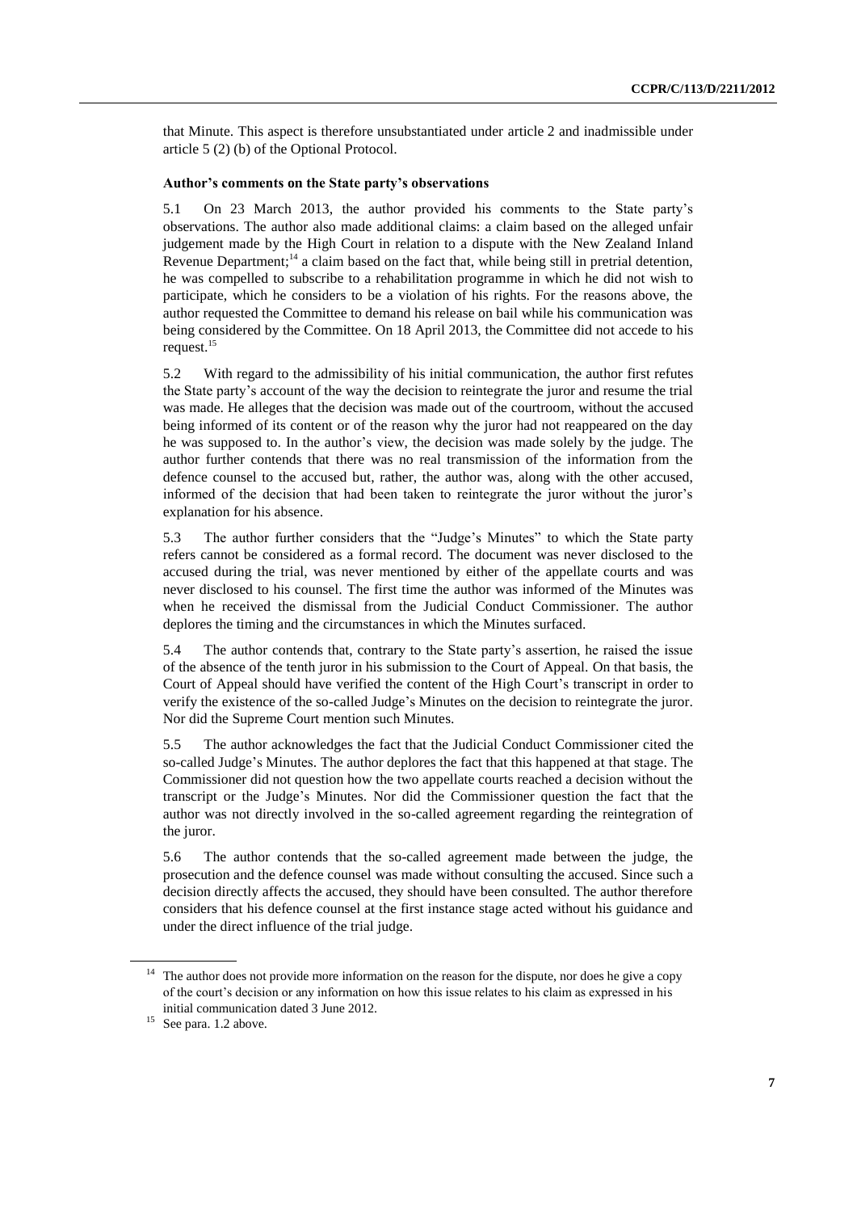that Minute. This aspect is therefore unsubstantiated under article 2 and inadmissible under article 5 (2) (b) of the Optional Protocol.

### Author's comments on the State party's observations

5.1 On 23 March 2013, the author provided his comments to the State party's observations. The author also made additional claims: a claim based on the alleged unfair judgement made by the High Court in relation to a dispute with the New Zealand Inland Revenue Department;[14] a claim based on the fact that, while being still in pretrial detention, he was compelled to subscribe to a rehabilitation programme in which he did not wish to participate, which he considers to be a violation of his rights. For the reasons above, the author requested the Committee to demand his release on bail while his communication was being considered by the Committee. On 18 April 2013, the Committee did not accede to his request.[15]

5.2 With regard to the admissibility of his initial communication, the author first refutes the State party's account of the way the decision to reintegrate the juror and resume the trial was made. He alleges that the decision was made out of the courtroom, without the accused being informed of its content or of the reason why the juror had not reappeared on the day he was supposed to. In the author's view, the decision was made solely by the judge. The author further contends that there was no real transmission of the information from the defence counsel to the accused but, rather, the author was, along with the other accused, informed of the decision that had been taken to reintegrate the juror without the juror's explanation for his absence.

5.3 The author further considers that the "Judge's Minutes" to which the State party refers cannot be considered as a formal record. The document was never disclosed to the accused during the trial, was never mentioned by either of the appellate courts and was never disclosed to his counsel. The first time the author was informed of the Minutes was when he received the dismissal from the Judicial Conduct Commissioner. The author deplores the timing and the circumstances in which the Minutes surfaced.

5.4 The author contends that, contrary to the State party's assertion, he raised the issue of the absence of the tenth juror in his submission to the Court of Appeal. On that basis, the Court of Appeal should have verified the content of the High Court's transcript in order to verify the existence of the so-called Judge's Minutes on the decision to reintegrate the juror. Nor did the Supreme Court mention such Minutes.

5.5 The author acknowledges the fact that the Judicial Conduct Commissioner cited the so-called Judge's Minutes. The author deplores the fact that this happened at that stage. The Commissioner did not question how the two appellate courts reached a decision without the transcript or the Judge's Minutes. Nor did the Commissioner question the fact that the author was not directly involved in the so-called agreement regarding the reintegration of the juror.

5.6 The author contends that the so-called agreement made between the judge, the prosecution and the defence counsel was made without consulting the accused. Since such a decision directly affects the accused, they should have been consulted. The author therefore considers that his defence counsel at the first instance stage acted without his guidance and under the direct influence of the trial judge.

---

[14] The author does not provide more information on the reason for the dispute, nor does he give a copy of the court's decision or any information on how this issue relates to his claim as expressed in his initial communication dated 3 June 2012.

[15] See para. 1.2 above.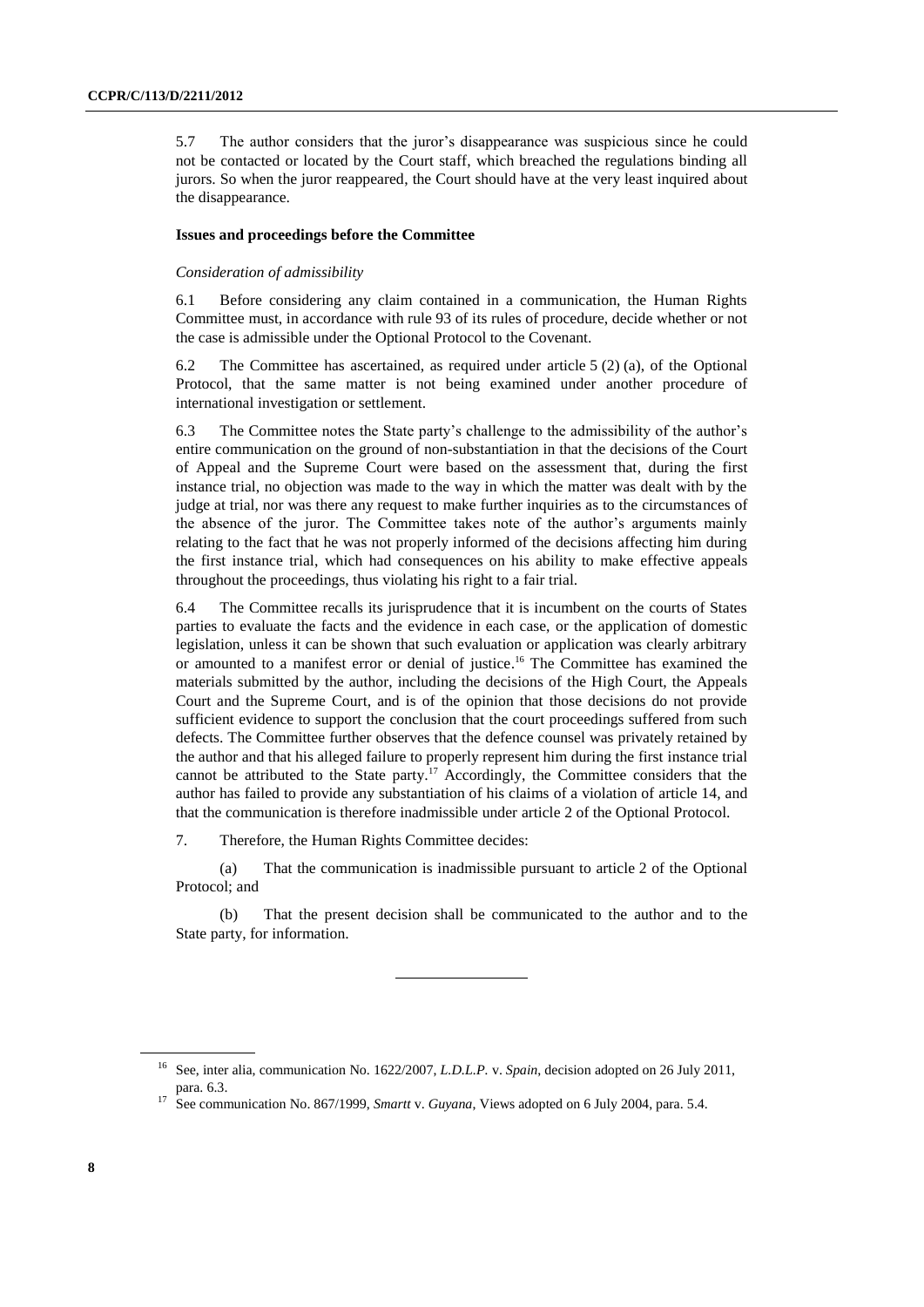5.7 The author considers that the juror's disappearance was suspicious since he could not be contacted or located by the Court staff, which breached the regulations binding all jurors. So when the juror reappeared, the Court should have at the very least inquired about the disappearance.

**Issues and proceedings before the Committee**

*Consideration of admissibility*

6.1 Before considering any claim contained in a communication, the Human Rights Committee must, in accordance with rule 93 of its rules of procedure, decide whether or not the case is admissible under the Optional Protocol to the Covenant.

6.2 The Committee has ascertained, as required under article 5 (2) (a), of the Optional Protocol, that the same matter is not being examined under another procedure of international investigation or settlement.

6.3 The Committee notes the State party's challenge to the admissibility of the author's entire communication on the ground of non-substantiation in that the decisions of the Court of Appeal and the Supreme Court were based on the assessment that, during the first instance trial, no objection was made to the way in which the matter was dealt with by the judge at trial, nor was there any request to make further inquiries as to the circumstances of the absence of the juror. The Committee takes note of the author's arguments mainly relating to the fact that he was not properly informed of the decisions affecting him during the first instance trial, which had consequences on his ability to make effective appeals throughout the proceedings, thus violating his right to a fair trial.

6.4 The Committee recalls its jurisprudence that it is incumbent on the courts of States parties to evaluate the facts and the evidence in each case, or the application of domestic legislation, unless it can be shown that such evaluation or application was clearly arbitrary or amounted to a manifest error or denial of justice.[16] The Committee has examined the materials submitted by the author, including the decisions of the High Court, the Appeals Court and the Supreme Court, and is of the opinion that those decisions do not provide sufficient evidence to support the conclusion that the court proceedings suffered from such defects. The Committee further observes that the defence counsel was privately retained by the author and that his alleged failure to properly represent him during the first instance trial cannot be attributed to the State party.[17] Accordingly, the Committee considers that the author has failed to provide any substantiation of his claims of a violation of article 14, and that the communication is therefore inadmissible under article 2 of the Optional Protocol.

7. Therefore, the Human Rights Committee decides:

(a) That the communication is inadmissible pursuant to article 2 of the Optional Protocol; and

(b) That the present decision shall be communicated to the author and to the State party, for information.

---

[16] See, inter alia, communication No. 1622/2007, *L.D.L.P.* v. *Spain*, decision adopted on 26 July 2011, para. 6.3.

[17] See communication No. 867/1999, *Smartt* v. *Guyana*, Views adopted on 6 July 2004, para. 5.4.